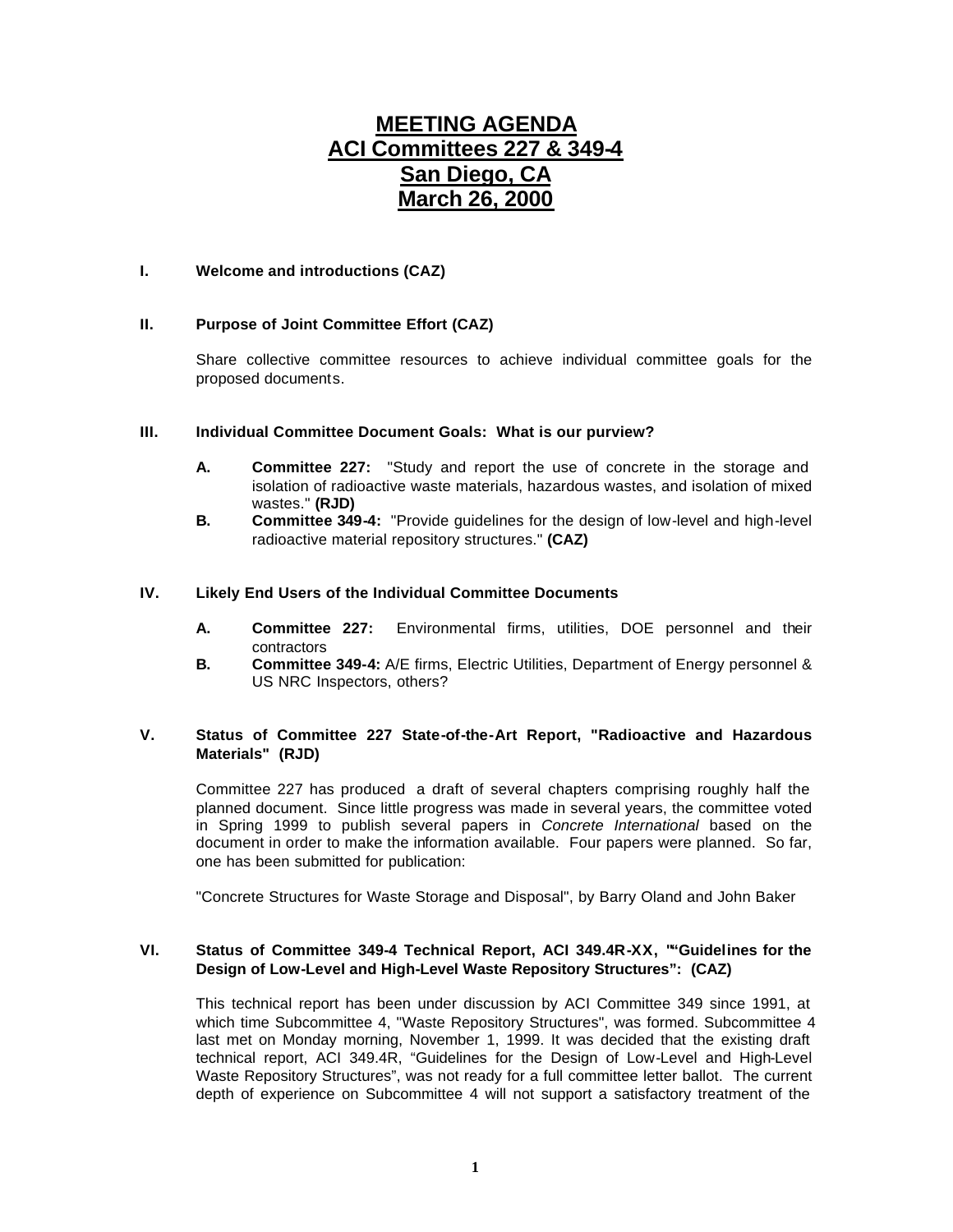# MEETING AGENDA
# ACI Committees 227 & 349-4
# San Diego, CA
# March 26, 2000

**I. Welcome and introductions (CAZ)**

**II. Purpose of Joint Committee Effort (CAZ)**

Share collective committee resources to achieve individual committee goals for the proposed documents.

**III. Individual Committee Document Goals: What is our purview?**

- **A. Committee 227:** "Study and report the use of concrete in the storage and isolation of radioactive waste materials, hazardous wastes, and isolation of mixed wastes." **(RJD)**
- **B. Committee 349-4:** "Provide guidelines for the design of low-level and high-level radioactive material repository structures." **(CAZ)**

**IV. Likely End Users of the Individual Committee Documents**

- **A. Committee 227:** Environmental firms, utilities, DOE personnel and their contractors
- **B. Committee 349-4:** A/E firms, Electric Utilities, Department of Energy personnel & US NRC Inspectors, others?

**V. Status of Committee 227 State-of-the-Art Report, "Radioactive and Hazardous Materials" (RJD)**

Committee 227 has produced a draft of several chapters comprising roughly half the planned document. Since little progress was made in several years, the committee voted in Spring 1999 to publish several papers in *Concrete International* based on the document in order to make the information available. Four papers were planned. So far, one has been submitted for publication:

"Concrete Structures for Waste Storage and Disposal", by Barry Oland and John Baker

**VI. Status of Committee 349-4 Technical Report, ACI 349.4R-XX, ""Guidelines for the Design of Low-Level and High-Level Waste Repository Structures": (CAZ)**

This technical report has been under discussion by ACI Committee 349 since 1991, at which time Subcommittee 4, "Waste Repository Structures", was formed. Subcommittee 4 last met on Monday morning, November 1, 1999. It was decided that the existing draft technical report, ACI 349.4R, "Guidelines for the Design of Low-Level and High-Level Waste Repository Structures", was not ready for a full committee letter ballot. The current depth of experience on Subcommittee 4 will not support a satisfactory treatment of the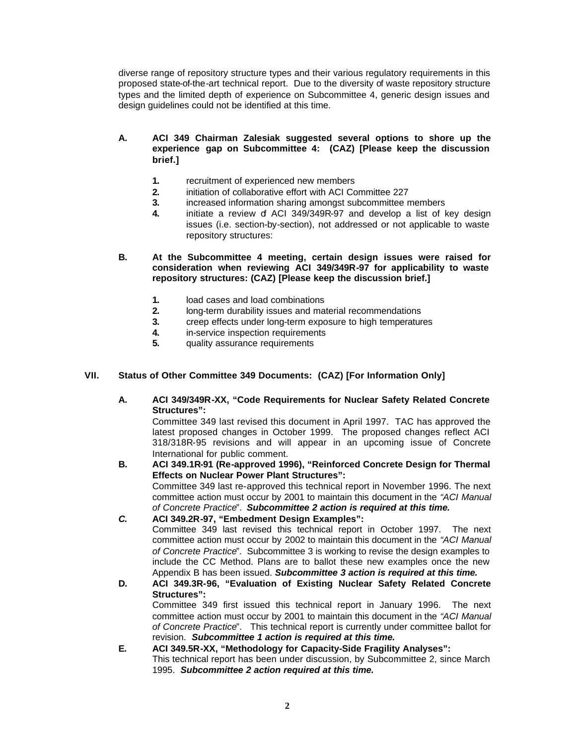diverse range of repository structure types and their various regulatory requirements in this proposed state-of-the-art technical report. Due to the diversity of waste repository structure types and the limited depth of experience on Subcommittee 4, generic design issues and design guidelines could not be identified at this time.

**A. ACI 349 Chairman Zalesiak suggested several options to shore up the experience gap on Subcommittee 4: (CAZ) [Please keep the discussion brief.]**

1. recruitment of experienced new members
2. initiation of collaborative effort with ACI Committee 227
3. increased information sharing amongst subcommittee members
4. initiate a review of ACI 349/349R-97 and develop a list of key design issues (i.e. section-by-section), not addressed or not applicable to waste repository structures:

**B. At the Subcommittee 4 meeting, certain design issues were raised for consideration when reviewing ACI 349/349R-97 for applicability to waste repository structures: (CAZ) [Please keep the discussion brief.]**

1. load cases and load combinations
2. long-term durability issues and material recommendations
3. creep effects under long-term exposure to high temperatures
4. in-service inspection requirements
5. quality assurance requirements

## VII. Status of Other Committee 349 Documents: (CAZ) [For Information Only]

**A. ACI 349/349R-XX, "Code Requirements for Nuclear Safety Related Concrete Structures":**
Committee 349 last revised this document in April 1997. TAC has approved the latest proposed changes in October 1999. The proposed changes reflect ACI 318/318R-95 revisions and will appear in an upcoming issue of Concrete International for public comment.

**B. ACI 349.1R-91 (Re-approved 1996), "Reinforced Concrete Design for Thermal Effects on Nuclear Power Plant Structures":**
Committee 349 last re-approved this technical report in November 1996. The next committee action must occur by 2001 to maintain this document in the *"ACI Manual of Concrete Practice"*. ***Subcommittee 2 action is required at this time.***

***C.* ACI 349.2R-97, "Embedment Design Examples":**
Committee 349 last revised this technical report in October 1997. The next committee action must occur by 2002 to maintain this document in the *"ACI Manual of Concrete Practice"*. Subcommittee 3 is working to revise the design examples to include the CC Method. Plans are to ballot these new examples once the new Appendix B has been issued. ***Subcommittee 3 action is required at this time.***

**D. ACI 349.3R-96, "Evaluation of Existing Nuclear Safety Related Concrete Structures":**
Committee 349 first issued this technical report in January 1996. The next committee action must occur by 2001 to maintain this document in the *"ACI Manual of Concrete Practice"*. This technical report is currently under committee ballot for revision. ***Subcommittee 1 action is required at this time.***

**E. ACI 349.5R-XX, "Methodology for Capacity-Side Fragility Analyses":**
This technical report has been under discussion, by Subcommittee 2, since March 1995. ***Subcommittee 2 action required at this time.***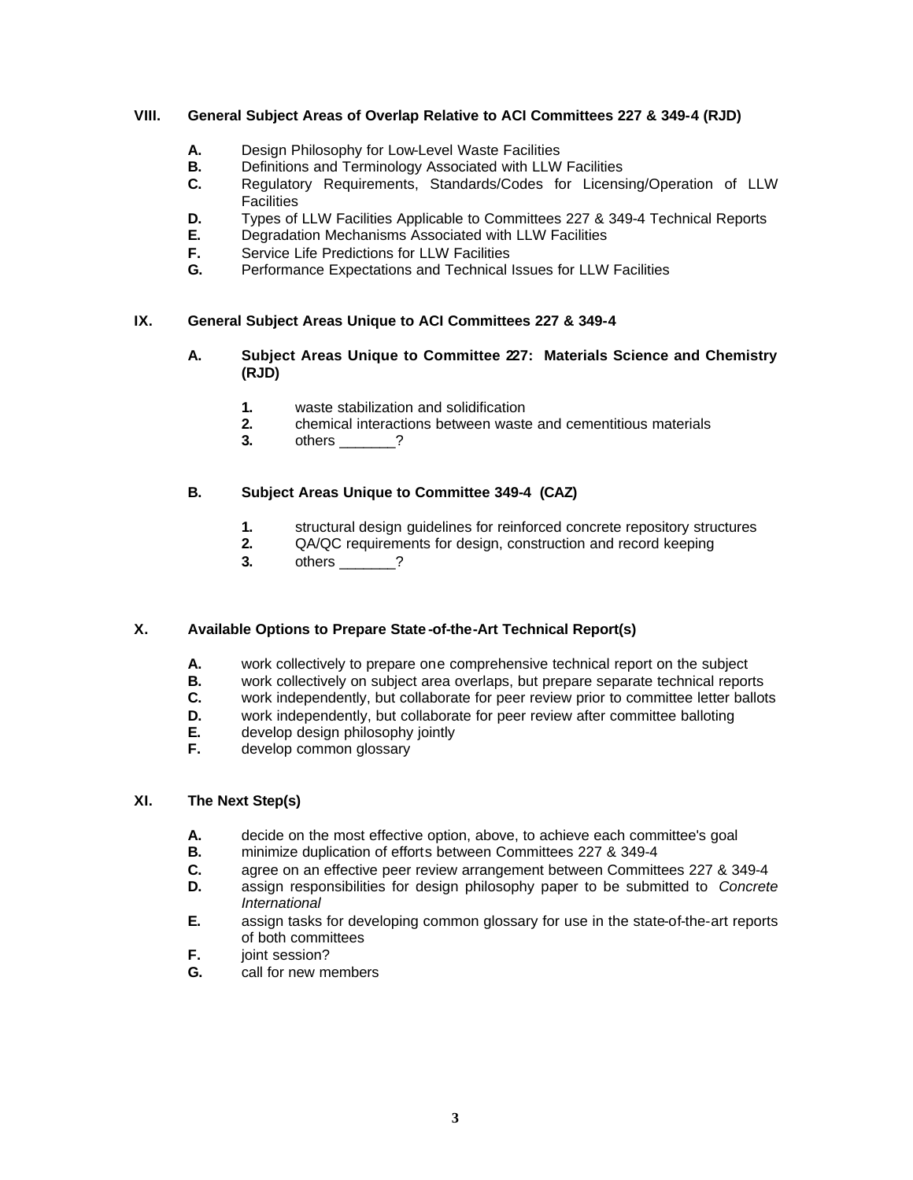## VIII. General Subject Areas of Overlap Relative to ACI Committees 227 & 349-4 (RJD)

- **A.** Design Philosophy for Low-Level Waste Facilities
- **B.** Definitions and Terminology Associated with LLW Facilities
- **C.** Regulatory Requirements, Standards/Codes for Licensing/Operation of LLW Facilities
- **D.** Types of LLW Facilities Applicable to Committees 227 & 349-4 Technical Reports
- **E.** Degradation Mechanisms Associated with LLW Facilities
- **F.** Service Life Predictions for LLW Facilities
- **G.** Performance Expectations and Technical Issues for LLW Facilities

## IX. General Subject Areas Unique to ACI Committees 227 & 349-4

### A. Subject Areas Unique to Committee 227: Materials Science and Chemistry (RJD)

1. waste stabilization and solidification
2. chemical interactions between waste and cementitious materials
3. others _______?

### B. Subject Areas Unique to Committee 349-4 (CAZ)

1. structural design guidelines for reinforced concrete repository structures
2. QA/QC requirements for design, construction and record keeping
3. others _______?

## X. Available Options to Prepare State-of-the-Art Technical Report(s)

- **A.** work collectively to prepare one comprehensive technical report on the subject
- **B.** work collectively on subject area overlaps, but prepare separate technical reports
- **C.** work independently, but collaborate for peer review prior to committee letter ballots
- **D.** work independently, but collaborate for peer review after committee balloting
- **E.** develop design philosophy jointly
- **F.** develop common glossary

## XI. The Next Step(s)

- **A.** decide on the most effective option, above, to achieve each committee's goal
- **B.** minimize duplication of efforts between Committees 227 & 349-4
- **C.** agree on an effective peer review arrangement between Committees 227 & 349-4
- **D.** assign responsibilities for design philosophy paper to be submitted to *Concrete International*
- **E.** assign tasks for developing common glossary for use in the state-of-the-art reports of both committees
- **F.** joint session?
- **G.** call for new members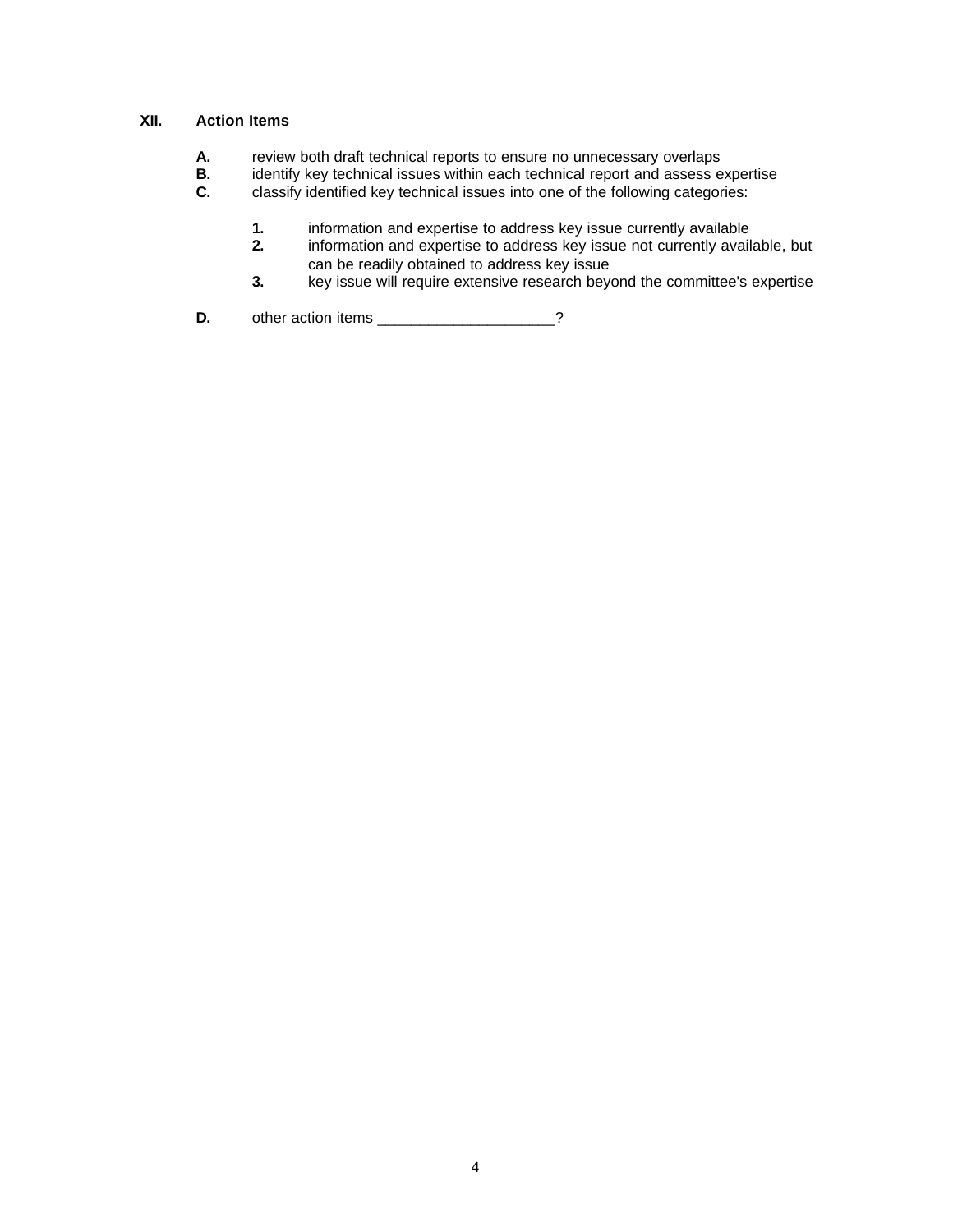## XII. Action Items

**A.** review both draft technical reports to ensure no unnecessary overlaps
**B.** identify key technical issues within each technical report and assess expertise
**C.** classify identified key technical issues into one of the following categories:

> **1.** information and expertise to address key issue currently available
> **2.** information and expertise to address key issue not currently available, but can be readily obtained to address key issue
> **3.** key issue will require extensive research beyond the committee's expertise

**D.** other action items ____________________?